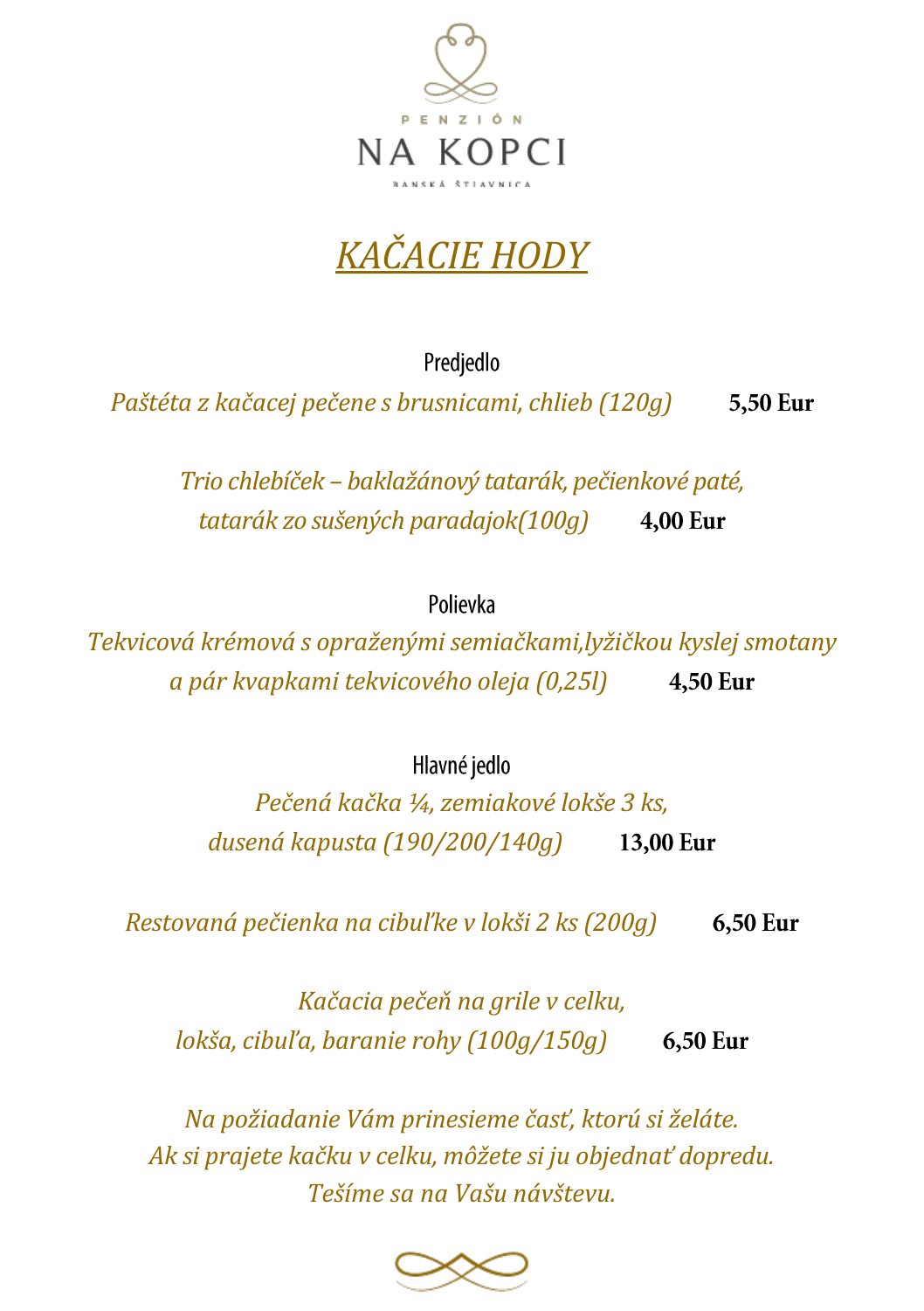PENZIÓN

NA KOPCI

BANSKÁ ŠTIAVNICA

# *KAČACIE HODY*

### Predjedlo

*Paštéta z kačacej pečene s brusnicami, chlieb (120g)* **5,50 Eur**

*Trio chlebíček – baklažánový tatarák, pečienkové paté,*
*tatarák zo sušených paradajok(100g)* **4,00 Eur**

### Polievka

*Tekvicová krémová s opraženými semiačkami,lyžičkou kyslej smotany*
*a pár kvapkami tekvicového oleja (0,25l)* **4,50 Eur**

### Hlavné jedlo

*Pečená kačka ¼, zemiakové lokše 3 ks,*
*dusená kapusta (190/200/140g)* **13,00 Eur**

*Restovaná pečienka na cibuľke v lokši 2 ks (200g)* **6,50 Eur**

*Kačacia pečeň na grile v celku,*
*lokša, cibuľa, baranie rohy (100g/150g)* **6,50 Eur**

*Na požiadanie Vám prinesieme časť, ktorú si želáte.*
*Ak si prajete kačku v celku, môžete si ju objednať dopredu.*
*Tešíme sa na Vašu návštevu.*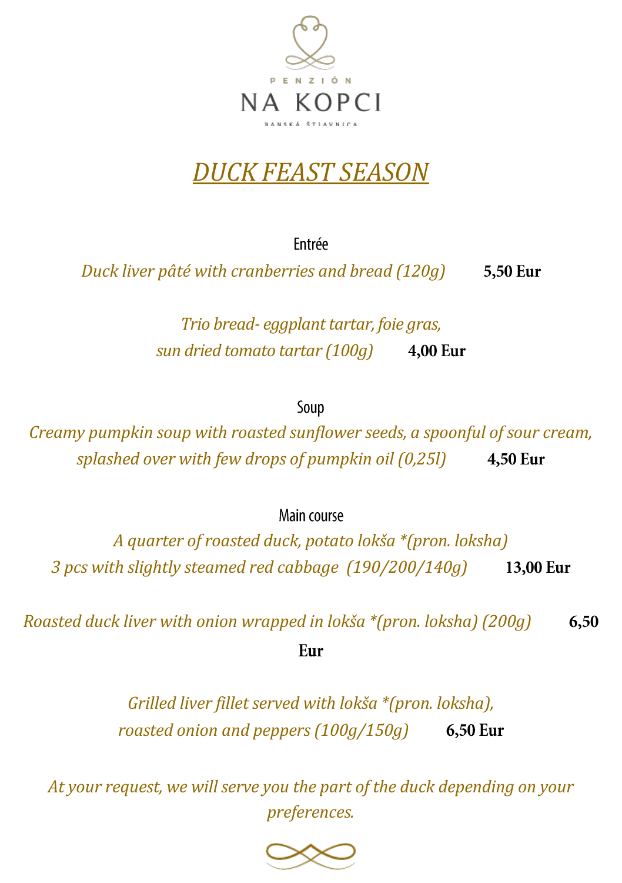PENZIÓN

NA KOPCI

BANSKÁ ŠTIAVNICA

# *DUCK FEAST SEASON*

## Entrée

*Duck liver pâté with cranberries and bread (120g)* **5,50 Eur**

*Trio bread- eggplant tartar, foie gras,*
*sun dried tomato tartar (100g)* **4,00 Eur**

## Soup

*Creamy pumpkin soup with roasted sunflower seeds, a spoonful of sour cream,*
*splashed over with few drops of pumpkin oil (0,25l)* **4,50 Eur**

## Main course

*A quarter of roasted duck, potato lokša *(pron. loksha)*
*3 pcs with slightly steamed red cabbage (190/200/140g)* **13,00 Eur**

*Roasted duck liver with onion wrapped in lokša *(pron. loksha) (200g)* **6,50 Eur**

*Grilled liver fillet served with lokša *(pron. loksha),*
*roasted onion and peppers (100g/150g)* **6,50 Eur**

*At your request, we will serve you the part of the duck depending on your preferences.*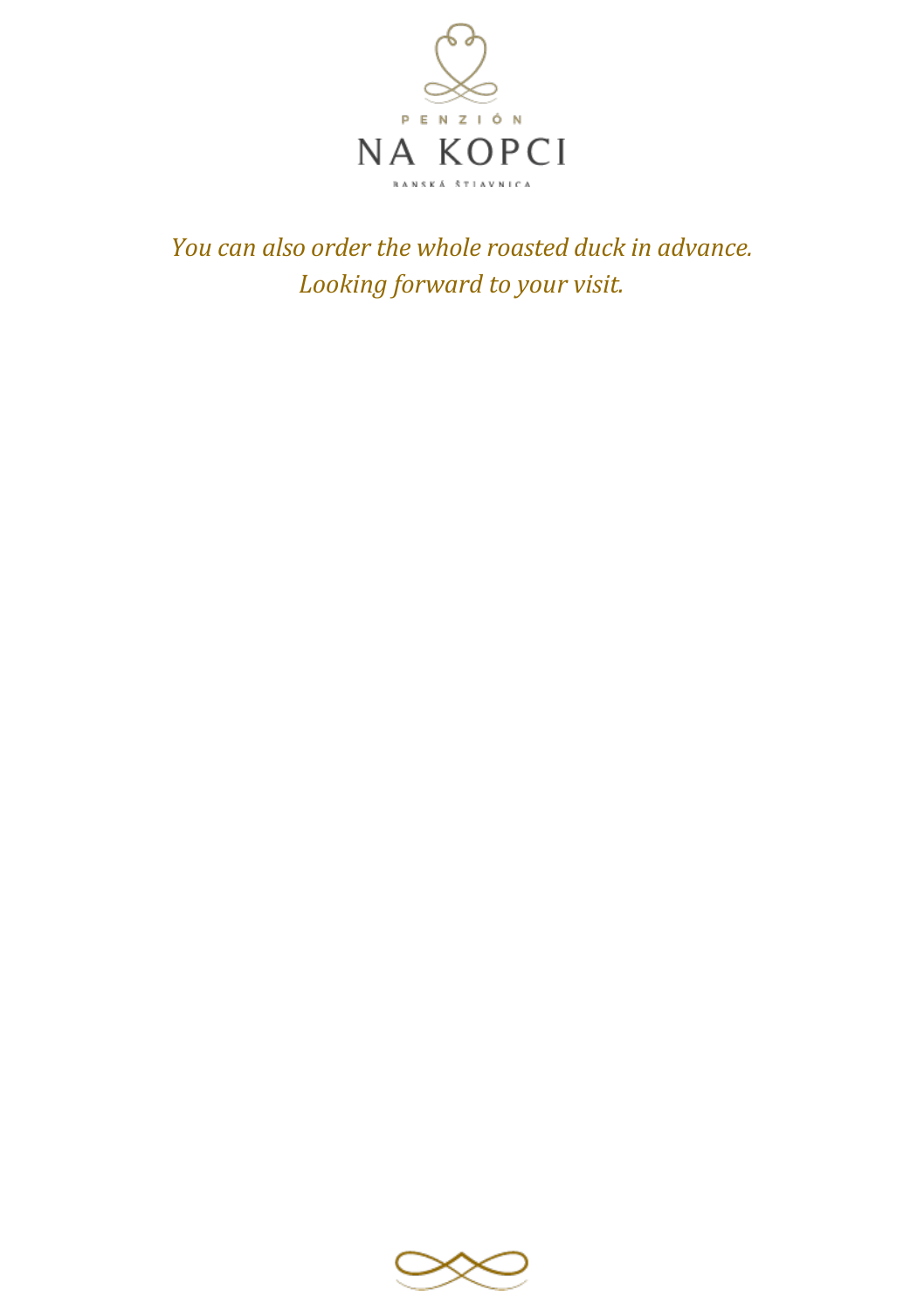PENZIÓN

NA KOPCI

BANSKÁ ŠTIAVNICA

*You can also order the whole roasted duck in advance.*
*Looking forward to your visit.*